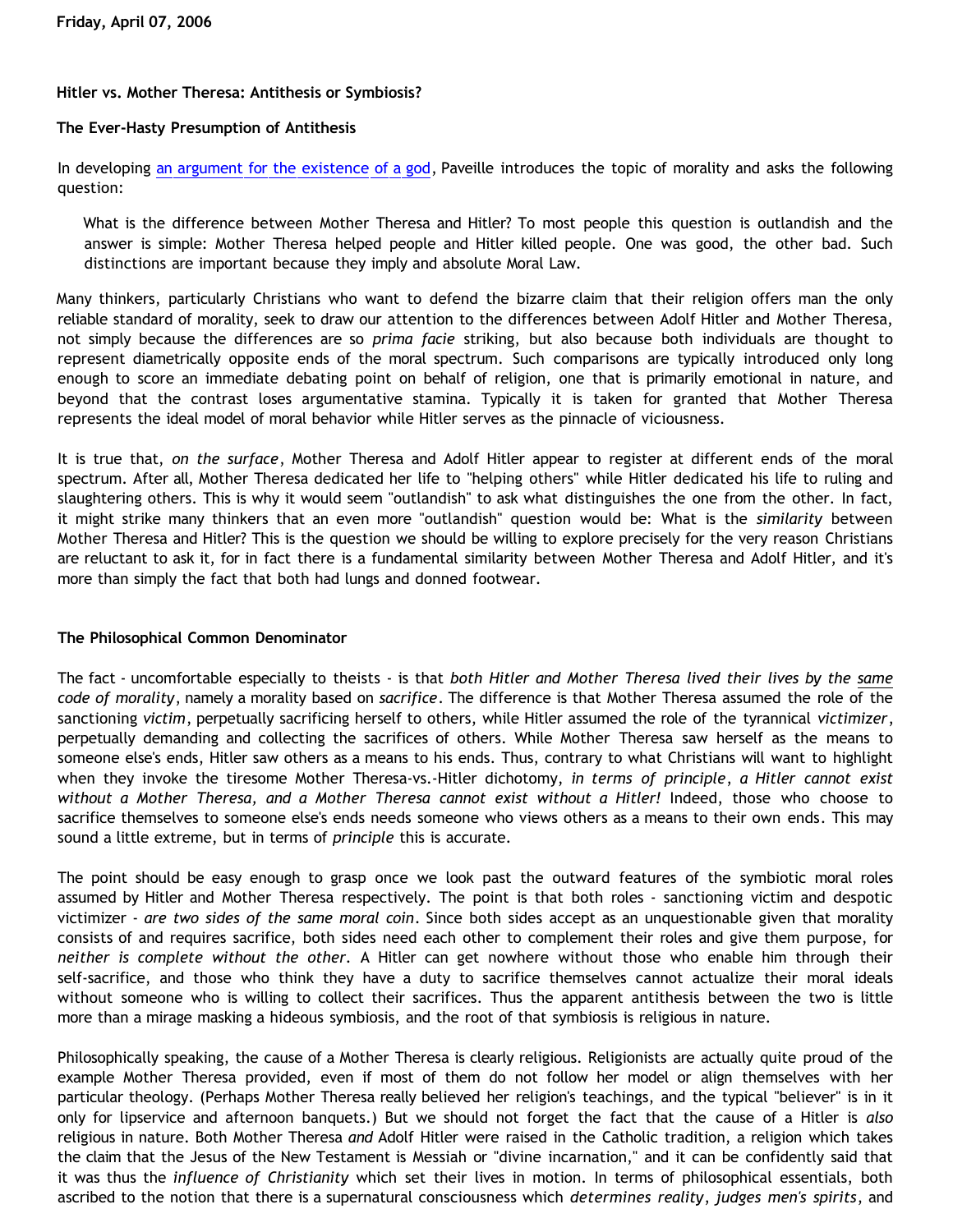Friday, April 07, 2006

## Hitler vs. Mother Theresa: Antithesis or Symbiosis?

### The Ever-Hasty Presumption of Antithesis

In developing an argument for the existence of a god, Paveille introduces the topic of morality and asks the following question:

> What is the difference between Mother Theresa and Hitler? To most people this question is outlandish and the answer is simple: Mother Theresa helped people and Hitler killed people. One was good, the other bad. Such distinctions are important because they imply and absolute Moral Law.

Many thinkers, particularly Christians who want to defend the bizarre claim that their religion offers man the only reliable standard of morality, seek to draw our attention to the differences between Adolf Hitler and Mother Theresa, not simply because the differences are so *prima facie* striking, but also because both individuals are thought to represent diametrically opposite ends of the moral spectrum. Such comparisons are typically introduced only long enough to score an immediate debating point on behalf of religion, one that is primarily emotional in nature, and beyond that the contrast loses argumentative stamina. Typically it is taken for granted that Mother Theresa represents the ideal model of moral behavior while Hitler serves as the pinnacle of viciousness.

It is true that, *on the surface*, Mother Theresa and Adolf Hitler appear to register at different ends of the moral spectrum. After all, Mother Theresa dedicated her life to "helping others" while Hitler dedicated his life to ruling and slaughtering others. This is why it would seem "outlandish" to ask what distinguishes the one from the other. In fact, it might strike many thinkers that an even more "outlandish" question would be: What is the *similarity* between Mother Theresa and Hitler? This is the question we should be willing to explore precisely for the very reason Christians are reluctant to ask it, for in fact there is a fundamental similarity between Mother Theresa and Adolf Hitler, and it's more than simply the fact that both had lungs and donned footwear.

### The Philosophical Common Denominator

The fact - uncomfortable especially to theists - is that *both Hitler and Mother Theresa lived their lives by the same code of morality*, namely a morality based on *sacrifice*. The difference is that Mother Theresa assumed the role of the sanctioning *victim*, perpetually sacrificing herself to others, while Hitler assumed the role of the tyrannical *victimizer*, perpetually demanding and collecting the sacrifices of others. While Mother Theresa saw herself as the means to someone else's ends, Hitler saw others as a means to his ends. Thus, contrary to what Christians will want to highlight when they invoke the tiresome Mother Theresa-vs.-Hitler dichotomy, *in terms of principle, a Hitler cannot exist without a Mother Theresa, and a Mother Theresa cannot exist without a Hitler!* Indeed, those who choose to sacrifice themselves to someone else's ends needs someone who views others as a means to their own ends. This may sound a little extreme, but in terms of *principle* this is accurate.

The point should be easy enough to grasp once we look past the outward features of the symbiotic moral roles assumed by Hitler and Mother Theresa respectively. The point is that both roles - sanctioning victim and despotic victimizer - *are two sides of the same moral coin*. Since both sides accept as an unquestionable given that morality consists of and requires sacrifice, both sides need each other to complement their roles and give them purpose, for *neither is complete without the other*. A Hitler can get nowhere without those who enable him through their self-sacrifice, and those who think they have a duty to sacrifice themselves cannot actualize their moral ideals without someone who is willing to collect their sacrifices. Thus the apparent antithesis between the two is little more than a mirage masking a hideous symbiosis, and the root of that symbiosis is religious in nature.

Philosophically speaking, the cause of a Mother Theresa is clearly religious. Religionists are actually quite proud of the example Mother Theresa provided, even if most of them do not follow her model or align themselves with her particular theology. (Perhaps Mother Theresa really believed her religion's teachings, and the typical "believer" is in it only for lipservice and afternoon banquets.) But we should not forget the fact that the cause of a Hitler is *also* religious in nature. Both Mother Theresa *and* Adolf Hitler were raised in the Catholic tradition, a religion which takes the claim that the Jesus of the New Testament is Messiah or "divine incarnation," and it can be confidently said that it was thus the *influence of Christianity* which set their lives in motion. In terms of philosophical essentials, both ascribed to the notion that there is a supernatural consciousness which *determines reality*, *judges men's spirits*, and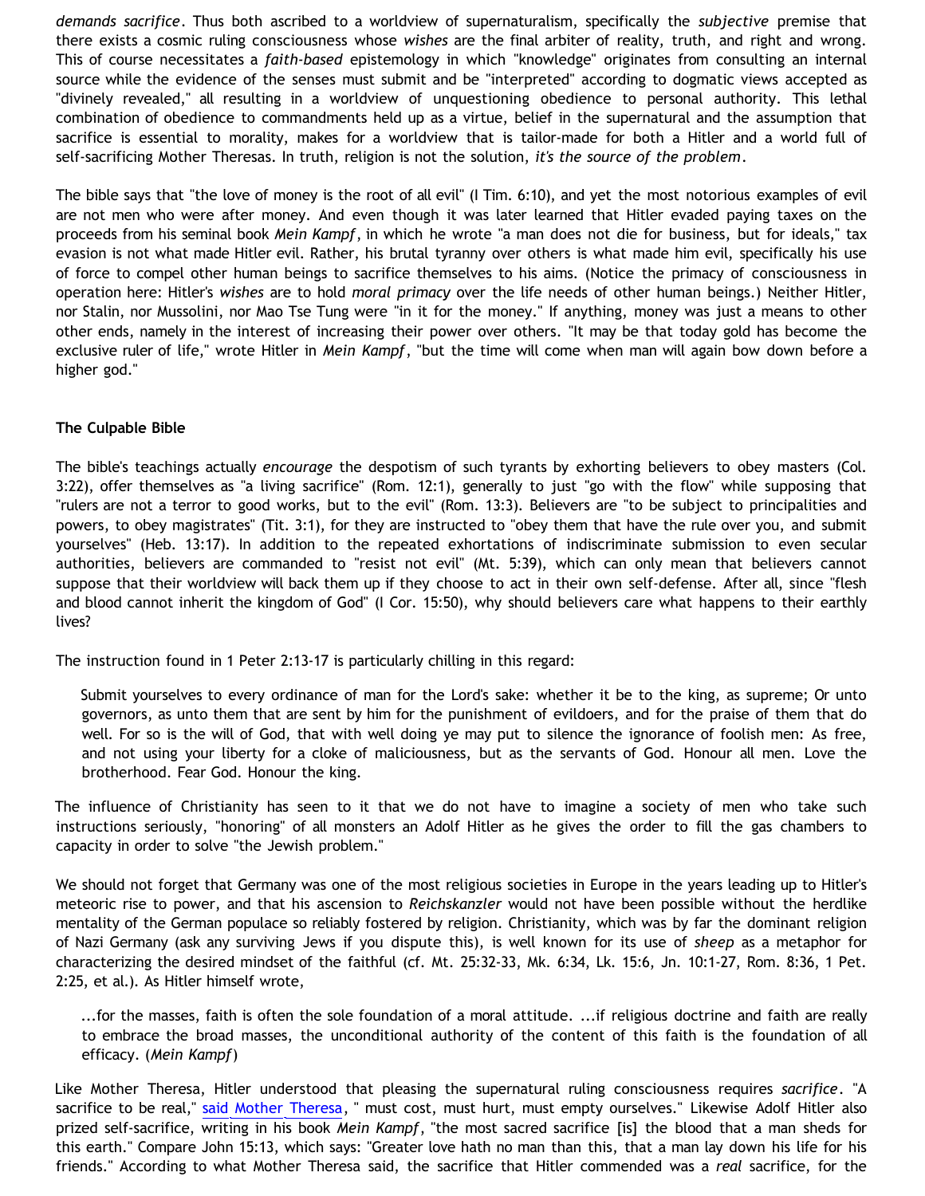*demands sacrifice*. Thus both ascribed to a worldview of supernaturalism, specifically the *subjective* premise that there exists a cosmic ruling consciousness whose *wishes* are the final arbiter of reality, truth, and right and wrong. This of course necessitates a *faith-based* epistemology in which "knowledge" originates from consulting an internal source while the evidence of the senses must submit and be "interpreted" according to dogmatic views accepted as "divinely revealed," all resulting in a worldview of unquestioning obedience to personal authority. This lethal combination of obedience to commandments held up as a virtue, belief in the supernatural and the assumption that sacrifice is essential to morality, makes for a worldview that is tailor-made for both a Hitler and a world full of self-sacrificing Mother Theresas. In truth, religion is not the solution, *it's the source of the problem*.

The bible says that "the love of money is the root of all evil" (I Tim. 6:10), and yet the most notorious examples of evil are not men who were after money. And even though it was later learned that Hitler evaded paying taxes on the proceeds from his seminal book *Mein Kampf*, in which he wrote "a man does not die for business, but for ideals," tax evasion is not what made Hitler evil. Rather, his brutal tyranny over others is what made him evil, specifically his use of force to compel other human beings to sacrifice themselves to his aims. (Notice the primacy of consciousness in operation here: Hitler's *wishes* are to hold *moral primacy* over the life needs of other human beings.) Neither Hitler, nor Stalin, nor Mussolini, nor Mao Tse Tung were "in it for the money." If anything, money was just a means to other other ends, namely in the interest of increasing their power over others. "It may be that today gold has become the exclusive ruler of life," wrote Hitler in *Mein Kampf*, "but the time will come when man will again bow down before a higher god."

### The Culpable Bible

The bible's teachings actually *encourage* the despotism of such tyrants by exhorting believers to obey masters (Col. 3:22), offer themselves as "a living sacrifice" (Rom. 12:1), generally to just "go with the flow" while supposing that "rulers are not a terror to good works, but to the evil" (Rom. 13:3). Believers are "to be subject to principalities and powers, to obey magistrates" (Tit. 3:1), for they are instructed to "obey them that have the rule over you, and submit yourselves" (Heb. 13:17). In addition to the repeated exhortations of indiscriminate submission to even secular authorities, believers are commanded to "resist not evil" (Mt. 5:39), which can only mean that believers cannot suppose that their worldview will back them up if they choose to act in their own self-defense. After all, since "flesh and blood cannot inherit the kingdom of God" (I Cor. 15:50), why should believers care what happens to their earthly lives?

The instruction found in 1 Peter 2:13-17 is particularly chilling in this regard:

> Submit yourselves to every ordinance of man for the Lord's sake: whether it be to the king, as supreme; Or unto governors, as unto them that are sent by him for the punishment of evildoers, and for the praise of them that do well. For so is the will of God, that with well doing ye may put to silence the ignorance of foolish men: As free, and not using your liberty for a cloke of maliciousness, but as the servants of God. Honour all men. Love the brotherhood. Fear God. Honour the king.

The influence of Christianity has seen to it that we do not have to imagine a society of men who take such instructions seriously, "honoring" of all monsters an Adolf Hitler as he gives the order to fill the gas chambers to capacity in order to solve "the Jewish problem."

We should not forget that Germany was one of the most religious societies in Europe in the years leading up to Hitler's meteoric rise to power, and that his ascension to *Reichskanzler* would not have been possible without the herdlike mentality of the German populace so reliably fostered by religion. Christianity, which was by far the dominant religion of Nazi Germany (ask any surviving Jews if you dispute this), is well known for its use of *sheep* as a metaphor for characterizing the desired mindset of the faithful (cf. Mt. 25:32-33, Mk. 6:34, Lk. 15:6, Jn. 10:1-27, Rom. 8:36, 1 Pet. 2:25, et al.). As Hitler himself wrote,

> ...for the masses, faith is often the sole foundation of a moral attitude. ...if religious doctrine and faith are really to embrace the broad masses, the unconditional authority of the content of this faith is the foundation of all efficacy. (*Mein Kampf*)

Like Mother Theresa, Hitler understood that pleasing the supernatural ruling consciousness requires *sacrifice*. "A sacrifice to be real," said Mother Theresa, " must cost, must hurt, must empty ourselves." Likewise Adolf Hitler also prized self-sacrifice, writing in his book *Mein Kampf*, "the most sacred sacrifice [is] the blood that a man sheds for this earth." Compare John 15:13, which says: "Greater love hath no man than this, that a man lay down his life for his friends." According to what Mother Theresa said, the sacrifice that Hitler commended was a *real* sacrifice, for the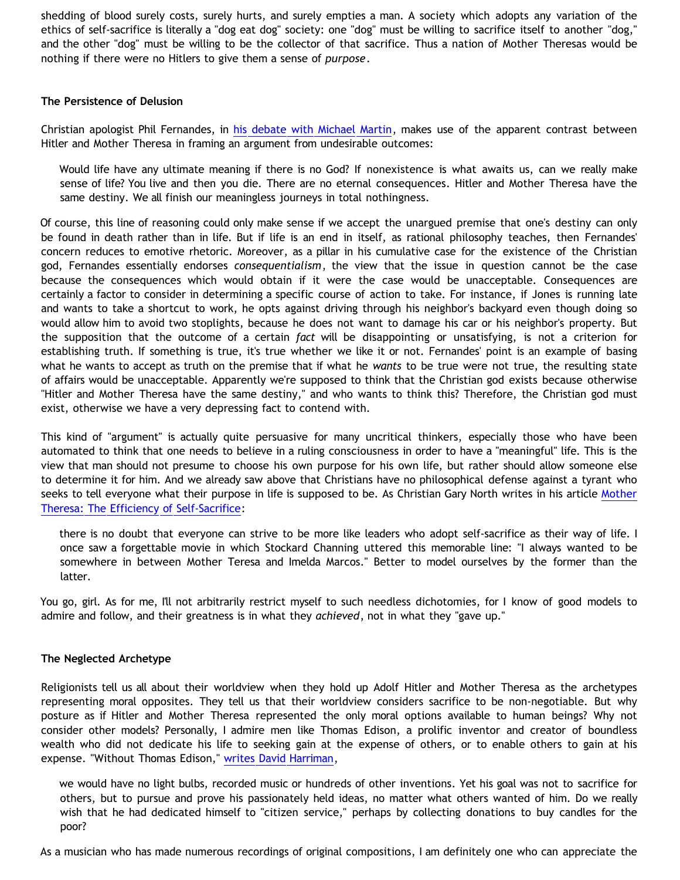shedding of blood surely costs, surely hurts, and surely empties a man. A society which adopts any variation of the ethics of self-sacrifice is literally a "dog eat dog" society: one "dog" must be willing to sacrifice itself to another "dog," and the other "dog" must be willing to be the collector of that sacrifice. Thus a nation of Mother Theresas would be nothing if there were no Hitlers to give them a sense of *purpose*.

### The Persistence of Delusion

Christian apologist Phil Fernandes, in [his debate with Michael Martin](), makes use of the apparent contrast between Hitler and Mother Theresa in framing an argument from undesirable outcomes:

> Would life have any ultimate meaning if there is no God? If nonexistence is what awaits us, can we really make sense of life? You live and then you die. There are no eternal consequences. Hitler and Mother Theresa have the same destiny. We all finish our meaningless journeys in total nothingness.

Of course, this line of reasoning could only make sense if we accept the unargued premise that one's destiny can only be found in death rather than in life. But if life is an end in itself, as rational philosophy teaches, then Fernandes' concern reduces to emotive rhetoric. Moreover, as a pillar in his cumulative case for the existence of the Christian god, Fernandes essentially endorses *consequentialism*, the view that the issue in question cannot be the case because the consequences which would obtain if it were the case would be unacceptable. Consequences are certainly a factor to consider in determining a specific course of action to take. For instance, if Jones is running late and wants to take a shortcut to work, he opts against driving through his neighbor's backyard even though doing so would allow him to avoid two stoplights, because he does not want to damage his car or his neighbor's property. But the supposition that the outcome of a certain *fact* will be disappointing or unsatisfying, is not a criterion for establishing truth. If something is true, it's true whether we like it or not. Fernandes' point is an example of basing what he wants to accept as truth on the premise that if what he *wants* to be true were not true, the resulting state of affairs would be unacceptable. Apparently we're supposed to think that the Christian god exists because otherwise "Hitler and Mother Theresa have the same destiny," and who wants to think this? Therefore, the Christian god must exist, otherwise we have a very depressing fact to contend with.

This kind of "argument" is actually quite persuasive for many uncritical thinkers, especially those who have been automated to think that one needs to believe in a ruling consciousness in order to have a "meaningful" life. This is the view that man should not presume to choose his own purpose for his own life, but rather should allow someone else to determine it for him. And we already saw above that Christians have no philosophical defense against a tyrant who seeks to tell everyone what their purpose in life is supposed to be. As Christian Gary North writes in his article [Mother Theresa: The Efficiency of Self-Sacrifice]():

> there is no doubt that everyone can strive to be more like leaders who adopt self-sacrifice as their way of life. I once saw a forgettable movie in which Stockard Channing uttered this memorable line: "I always wanted to be somewhere in between Mother Teresa and Imelda Marcos." Better to model ourselves by the former than the latter.

You go, girl. As for me, I'll not arbitrarily restrict myself to such needless dichotomies, for I know of good models to admire and follow, and their greatness is in what they *achieved*, not in what they "gave up."

### The Neglected Archetype

Religionists tell us all about their worldview when they hold up Adolf Hitler and Mother Theresa as the archetypes representing moral opposites. They tell us that their worldview considers sacrifice to be non-negotiable. But why posture as if Hitler and Mother Theresa represented the only moral options available to human beings? Why not consider other models? Personally, I admire men like Thomas Edison, a prolific inventor and creator of boundless wealth who did not dedicate his life to seeking gain at the expense of others, or to enable others to gain at his expense. "Without Thomas Edison," [writes David Harriman](),

> we would have no light bulbs, recorded music or hundreds of other inventions. Yet his goal was not to sacrifice for others, but to pursue and prove his passionately held ideas, no matter what others wanted of him. Do we really wish that he had dedicated himself to "citizen service," perhaps by collecting donations to buy candles for the poor?

As a musician who has made numerous recordings of original compositions, I am definitely one who can appreciate the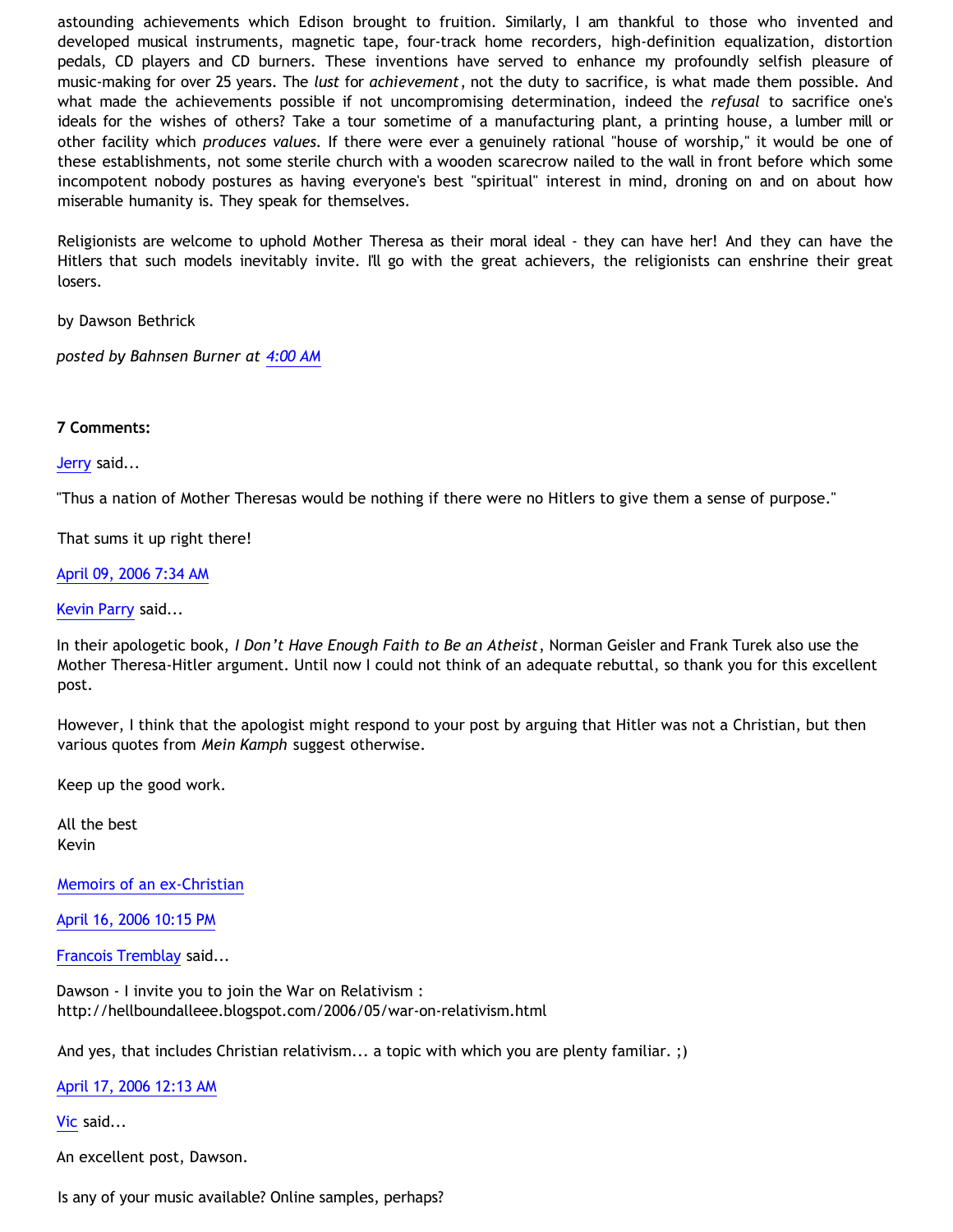astounding achievements which Edison brought to fruition. Similarly, I am thankful to those who invented and developed musical instruments, magnetic tape, four-track home recorders, high-definition equalization, distortion pedals, CD players and CD burners. These inventions have served to enhance my profoundly selfish pleasure of music-making for over 25 years. The *lust* for *achievement*, not the duty to sacrifice, is what made them possible. And what made the achievements possible if not uncompromising determination, indeed the *refusal* to sacrifice one's ideals for the wishes of others? Take a tour sometime of a manufacturing plant, a printing house, a lumber mill or other facility which *produces values*. If there were ever a genuinely rational "house of worship," it would be one of these establishments, not some sterile church with a wooden scarecrow nailed to the wall in front before which some incompotent nobody postures as having everyone's best "spiritual" interest in mind, droning on and on about how miserable humanity is. They speak for themselves.

Religionists are welcome to uphold Mother Theresa as their moral ideal - they can have her! And they can have the Hitlers that such models inevitably invite. I'll go with the great achievers, the religionists can enshrine their great losers.

by Dawson Bethrick

*posted by Bahnsen Burner at 4:00 AM*

**7 Comments:**

Jerry said...

"Thus a nation of Mother Theresas would be nothing if there were no Hitlers to give them a sense of purpose."

That sums it up right there!

April 09, 2006 7:34 AM

Kevin Parry said...

In their apologetic book, *I Don't Have Enough Faith to Be an Atheist*, Norman Geisler and Frank Turek also use the Mother Theresa-Hitler argument. Until now I could not think of an adequate rebuttal, so thank you for this excellent post.

However, I think that the apologist might respond to your post by arguing that Hitler was not a Christian, but then various quotes from *Mein Kamph* suggest otherwise.

Keep up the good work.

All the best
Kevin

Memoirs of an ex-Christian

April 16, 2006 10:15 PM

Francois Tremblay said...

Dawson - I invite you to join the War on Relativism :
http://hellboundalleee.blogspot.com/2006/05/war-on-relativism.html

And yes, that includes Christian relativism... a topic with which you are plenty familiar. ;)

April 17, 2006 12:13 AM

Vic said...

An excellent post, Dawson.

Is any of your music available? Online samples, perhaps?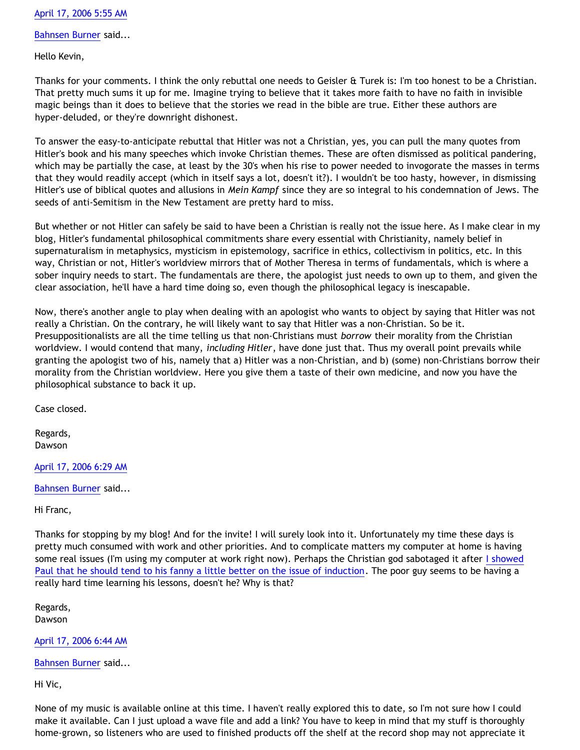[April 17, 2006 5:55 AM](#)

[Bahnsen Burner](#) said...

Hello Kevin,

Thanks for your comments. I think the only rebuttal one needs to Geisler & Turek is: I'm too honest to be a Christian. That pretty much sums it up for me. Imagine trying to believe that it takes more faith to have no faith in invisible magic beings than it does to believe that the stories we read in the bible are true. Either these authors are hyper-deluded, or they're downright dishonest.

To answer the easy-to-anticipate rebuttal that Hitler was not a Christian, yes, you can pull the many quotes from Hitler's book and his many speeches which invoke Christian themes. These are often dismissed as political pandering, which may be partially the case, at least by the 30's when his rise to power needed to invogorate the masses in terms that they would readily accept (which in itself says a lot, doesn't it?). I wouldn't be too hasty, however, in dismissing Hitler's use of biblical quotes and allusions in *Mein Kampf* since they are so integral to his condemnation of Jews. The seeds of anti-Semitism in the New Testament are pretty hard to miss.

But whether or not Hitler can safely be said to have been a Christian is really not the issue here. As I make clear in my blog, Hitler's fundamental philosophical commitments share every essential with Christianity, namely belief in supernaturalism in metaphysics, mysticism in epistemology, sacrifice in ethics, collectivism in politics, etc. In this way, Christian or not, Hitler's worldview mirrors that of Mother Theresa in terms of fundamentals, which is where a sober inquiry needs to start. The fundamentals are there, the apologist just needs to own up to them, and given the clear association, he'll have a hard time doing so, even though the philosophical legacy is inescapable.

Now, there's another angle to play when dealing with an apologist who wants to object by saying that Hitler was not really a Christian. On the contrary, he will likely want to say that Hitler was a non-Christian. So be it. Presuppositionalists are all the time telling us that non-Christians must *borrow* their morality from the Christian worldview. I would contend that many, *including Hitler*, have done just that. Thus my overall point prevails while granting the apologist two of his, namely that a) Hitler was a non-Christian, and b) (some) non-Christians borrow their morality from the Christian worldview. Here you give them a taste of their own medicine, and now you have the philosophical substance to back it up.

Case closed.

Regards,
Dawson

[April 17, 2006 6:29 AM](#)

[Bahnsen Burner](#) said...

Hi Franc,

Thanks for stopping by my blog! And for the invite! I will surely look into it. Unfortunately my time these days is pretty much consumed with work and other priorities. And to complicate matters my computer at home is having some real issues (I'm using my computer at work right now). Perhaps the Christian god sabotaged it after [I showed Paul that he should tend to his fanny a little better on the issue of induction](#). The poor guy seems to be having a really hard time learning his lessons, doesn't he? Why is that?

Regards,
Dawson

[April 17, 2006 6:44 AM](#)

[Bahnsen Burner](#) said...

Hi Vic,

None of my music is available online at this time. I haven't really explored this to date, so I'm not sure how I could make it available. Can I just upload a wave file and add a link? You have to keep in mind that my stuff is thoroughly home-grown, so listeners who are used to finished products off the shelf at the record shop may not appreciate it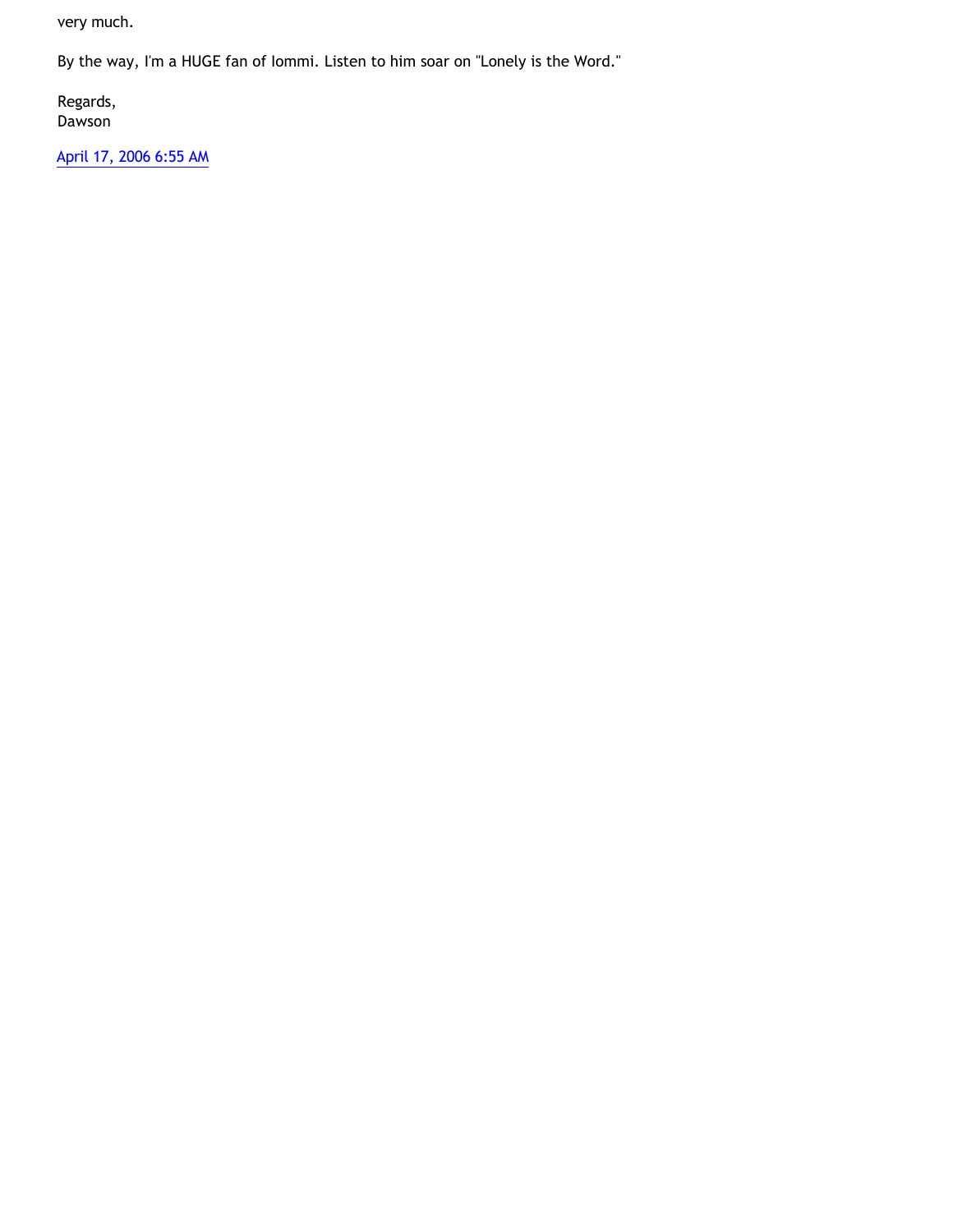very much.

By the way, I'm a HUGE fan of Iommi. Listen to him soar on "Lonely is the Word."

Regards,  
Dawson

April 17, 2006 6:55 AM